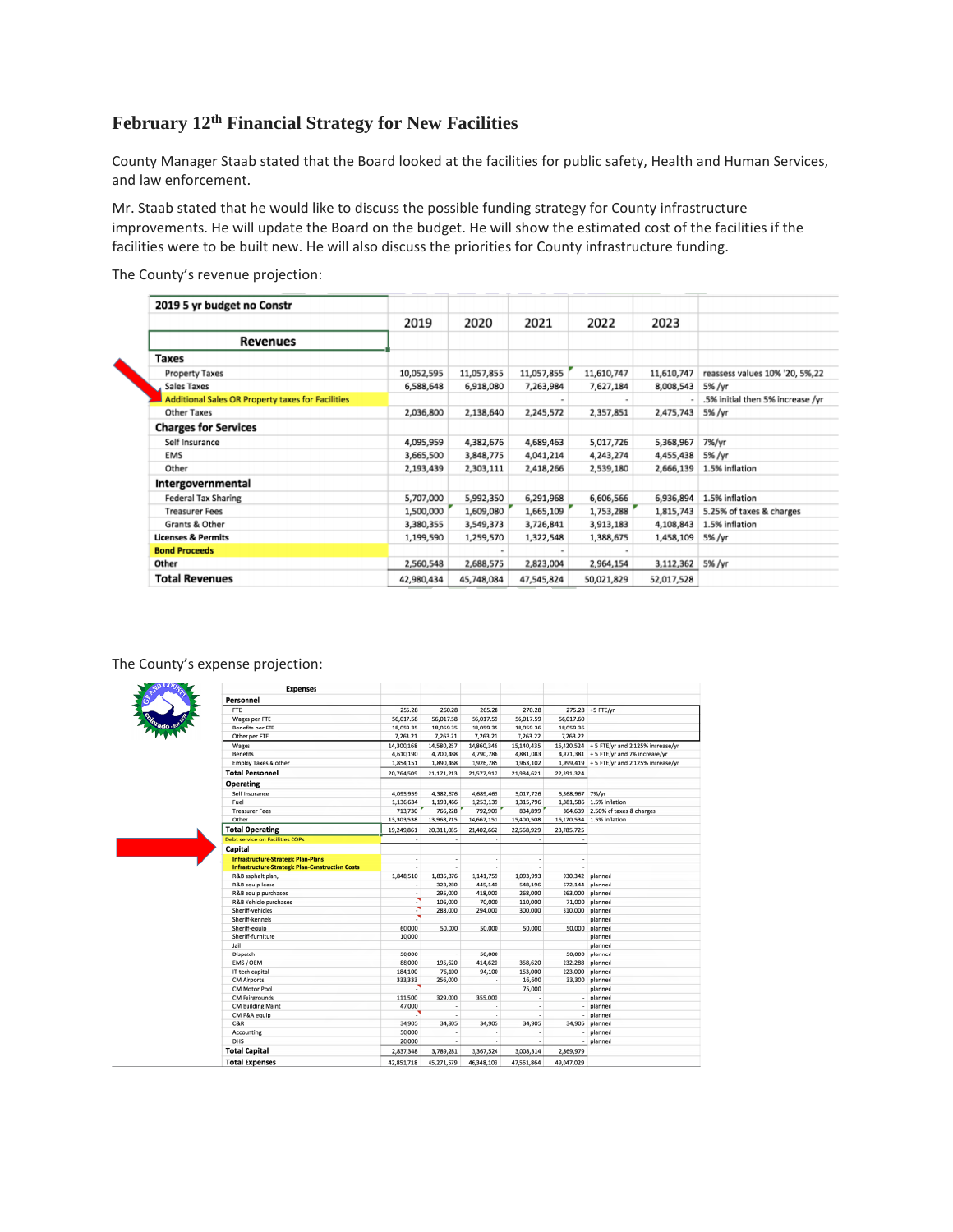## February 12th Financial Strategy for New Facilities

County Manager Staab stated that the Board looked at the facilities for public safety, Health and Human Services, and law enforcement.

Mr. Staab stated that he would like to discuss the possible funding strategy for County infrastructure improvements. He will update the Board on the budget. He will show the estimated cost of the facilities if the facilities were to be built new. He will also discuss the priorities for County infrastructure funding.

The County's revenue projection:

| 2019 5 yr budget no Constr | 2019 | 2020 | 2021 | 2022 | 2023 | |
|---|---|---|---|---|---|---|
| **Revenues** | | | | | | |
| **Taxes** | | | | | | |
| Property Taxes | 10,052,595 | 11,057,855 | 11,057,855 | 11,610,747 | 11,610,747 | reassess values 10% '20, 5%,22 |
| Sales Taxes | 6,588,648 | 6,918,080 | 7,263,984 | 7,627,184 | 8,008,543 | 5% /yr |
| Additional Sales OR Property taxes for Facilities | | | - | - | - | .5% initial then 5% increase /yr |
| Other Taxes | 2,036,800 | 2,138,640 | 2,245,572 | 2,357,851 | 2,475,743 | 5% /yr |
| **Charges for Services** | | | | | | |
| Self Insurance | 4,095,959 | 4,382,676 | 4,689,463 | 5,017,726 | 5,368,967 | 7%/yr |
| EMS | 3,665,500 | 3,848,775 | 4,041,214 | 4,243,274 | 4,455,438 | 5% /yr |
| Other | 2,193,439 | 2,303,111 | 2,418,266 | 2,539,180 | 2,666,139 | 1.5% inflation |
| **Intergovernmental** | | | | | | |
| Federal Tax Sharing | 5,707,000 | 5,992,350 | 6,291,968 | 6,606,566 | 6,936,894 | 1.5% inflation |
| Treasurer Fees | 1,500,000 | 1,609,080 | 1,665,109 | 1,753,288 | 1,815,743 | 5.25% of taxes & charges |
| Grants & Other | 3,380,355 | 3,549,373 | 3,726,841 | 3,913,183 | 4,108,843 | 1.5% inflation |
| **Licenses & Permits** | 1,199,590 | 1,259,570 | 1,322,548 | 1,388,675 | 1,458,109 | 5% /yr |
| **Bond Proceeds** | | | - | - | - | |
| **Other** | 2,560,548 | 2,688,575 | 2,823,004 | 2,964,154 | 3,112,362 | 5% /yr |
| **Total Revenues** | 42,980,434 | 45,748,084 | 47,545,824 | 50,021,829 | 52,017,528 | |

The County's expense projection:

| Expenses | | | | | | |
|---|---|---|---|---|---|---|
| **Personnel** | | | | | | |
| FTE | 255.28 | 260.28 | 265.28 | 270.28 | 275.28 | +5 FTE/yr |
| Wages per FTE | 56,017.58 | 56,017.58 | 56,017.59 | 56,017.59 | 56,017.60 | |
| Benefits per FTE | 18,059.35 | 18,059.35 | 18,059.35 | 18,059.36 | 18,059.36 | |
| Other per FTE | 7,263.21 | 7,263.21 | 7,263.21 | 7,263.22 | 7,263.22 | |
| Wages | 14,300,168 | 14,580,257 | 14,860,346 | 15,140,435 | 15,420,524 | +5 FTE/yr and 2.125% increase/yr |
| Benefits | 4,610,190 | 4,700,488 | 4,790,786 | 4,881,083 | 4,971,381 | +5 FTE/yr and 7% increase/yr |
| Employ Taxes & other | 1,854,151 | 1,890,468 | 1,926,785 | 1,963,102 | 1,999,419 | +5 FTE/yr and 2.125% increase/yr |
| **Total Personnel** | 20,764,509 | 21,171,213 | 21,577,917 | 21,984,621 | 22,391,324 | |
| **Operating** | | | | | | |
| Self Insurance | 4,095,959 | 4,382,676 | 4,689,463 | 5,017,726 | 5,368,967 | 7%/yr |
| Fuel | 1,136,634 | 1,193,466 | 1,253,139 | 1,315,796 | 1,381,586 | 1.5% inflation |
| Treasurer Fees | 713,730 | 766,228 | 792,909 | 834,899 | 864,639 | 2.50% of taxes & charges |
| Other | 13,303,538 | 13,968,715 | 14,667,151 | 15,400,508 | 16,170,534 | 1.5% inflation |
| **Total Operating** | 19,249,861 | 20,311,085 | 21,402,662 | 22,568,929 | 23,785,725 | |
| Debt service on Facilities COPs | - | - | - | - | - | |
| **Capital** | | | | | | |
| Infrastructure-Strategic Plan-Plans | - | - | - | - | - | |
| Infrastructure-Strategic Plan-Construction Costs | - | - | - | - | - | |
| R&B asphalt plan, | 1,848,510 | 1,835,376 | 1,141,759 | 1,093,993 | 930,342 | planned |
| R&B equip lease | - | 323,280 | 445,140 | 548,196 | 672,144 | planned |
| R&B equip purchases | - | 295,000 | 418,000 | 268,000 | 163,000 | planned |
| R&B Vehicle purchases | | 106,000 | 70,000 | 110,000 | 71,000 | planned |
| Sheriff-vehicles | | 288,000 | 294,000 | 300,000 | 310,000 | planned |
| Sheriff-kennels | | | | | | planned |
| Sheriff-equip | 60,000 | 50,000 | 50,000 | 50,000 | 50,000 | planned |
| Sheriff-furniture | 10,000 | | | | | planned |
| Jail | | | | | | planned |
| Dispatch | 50,000 | - | 50,000 | - | 50,000 | planned |
| EMS / OEM | 88,000 | 195,620 | 414,620 | 358,620 | 132,288 | planned |
| IT tech capital | 184,100 | 76,100 | 94,100 | 153,000 | 123,000 | planned |
| CM Airports | 333,333 | 256,000 | - | 16,600 | 33,300 | planned |
| CM Motor Pool | | | | 75,000 | | planned |
| CM Fairgrounds | 111,500 | 329,000 | 355,000 | - | - | planned |
| CM Building Maint | 47,000 | - | - | - | - | planned |
| CM P&A equip | | - | - | - | - | planned |
| C&R | 34,905 | 34,905 | 34,905 | 34,905 | 34,905 | planned |
| Accounting | 50,000 | - | - | - | - | planned |
| DHS | 20,000 | - | - | - | - | planned |
| **Total Capital** | 2,837,348 | 3,789,281 | 3,367,524 | 3,008,314 | 2,869,979 | |
| **Total Expenses** | 42,851,718 | 45,271,579 | 46,348,103 | 47,561,864 | 49,047,029 | |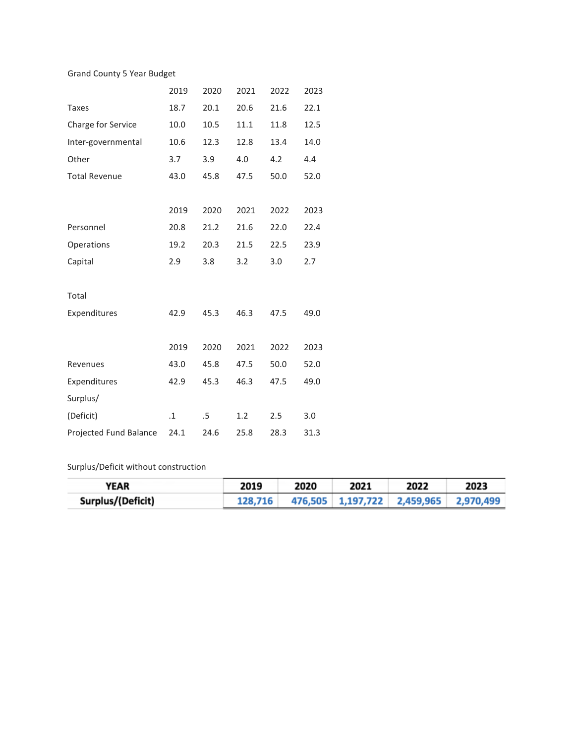Grand County 5 Year Budget

| | 2019 | 2020 | 2021 | 2022 | 2023 |
|---|---|---|---|---|---|
| Taxes | 18.7 | 20.1 | 20.6 | 21.6 | 22.1 |
| Charge for Service | 10.0 | 10.5 | 11.1 | 11.8 | 12.5 |
| Inter-governmental | 10.6 | 12.3 | 12.8 | 13.4 | 14.0 |
| Other | 3.7 | 3.9 | 4.0 | 4.2 | 4.4 |
| Total Revenue | 43.0 | 45.8 | 47.5 | 50.0 | 52.0 |

| | 2019 | 2020 | 2021 | 2022 | 2023 |
|---|---|---|---|---|---|
| Personnel | 20.8 | 21.2 | 21.6 | 22.0 | 22.4 |
| Operations | 19.2 | 20.3 | 21.5 | 22.5 | 23.9 |
| Capital | 2.9 | 3.8 | 3.2 | 3.0 | 2.7 |
| Total Expenditures | 42.9 | 45.3 | 46.3 | 47.5 | 49.0 |

| | 2019 | 2020 | 2021 | 2022 | 2023 |
|---|---|---|---|---|---|
| Revenues | 43.0 | 45.8 | 47.5 | 50.0 | 52.0 |
| Expenditures | 42.9 | 45.3 | 46.3 | 47.5 | 49.0 |
| Surplus/ (Deficit) | .1 | .5 | 1.2 | 2.5 | 3.0 |
| Projected Fund Balance | 24.1 | 24.6 | 25.8 | 28.3 | 31.3 |

Surplus/Deficit without construction

| YEAR | 2019 | 2020 | 2021 | 2022 | 2023 |
|---|---|---|---|---|---|
| **Surplus/(Deficit)** | 128,716 | 476,505 | 1,197,722 | 2,459,965 | 2,970,499 |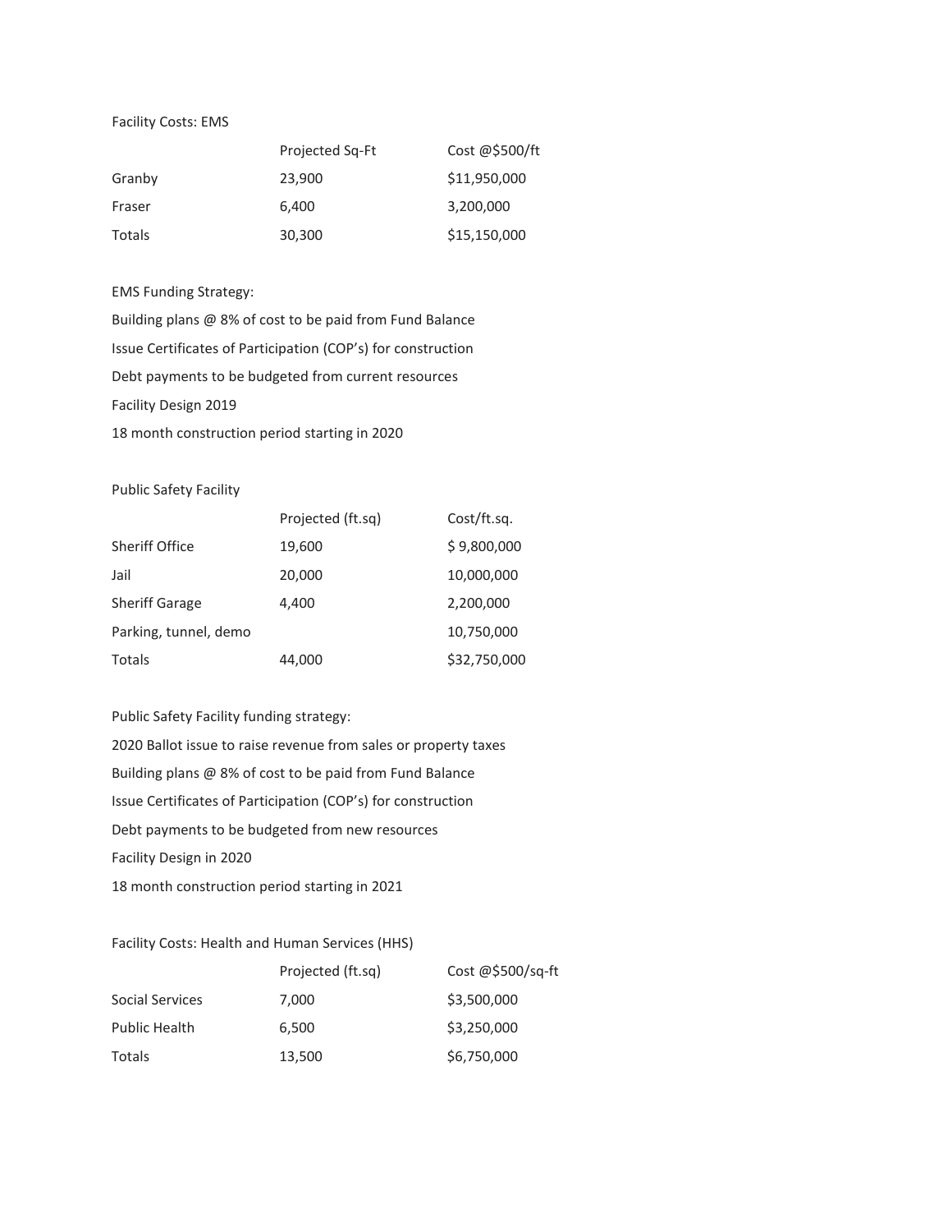Facility Costs: EMS

| | Projected Sq-Ft | Cost @$500/ft |
|---|---|---|
| Granby | 23,900 | $11,950,000 |
| Fraser | 6,400 | 3,200,000 |
| Totals | 30,300 | $15,150,000 |

EMS Funding Strategy:

Building plans @ 8% of cost to be paid from Fund Balance

Issue Certificates of Participation (COP's) for construction

Debt payments to be budgeted from current resources

Facility Design 2019

18 month construction period starting in 2020

Public Safety Facility

| | Projected (ft.sq) | Cost/ft.sq. |
|---|---|---|
| Sheriff Office | 19,600 | $ 9,800,000 |
| Jail | 20,000 | 10,000,000 |
| Sheriff Garage | 4,400 | 2,200,000 |
| Parking, tunnel, demo | | 10,750,000 |
| Totals | 44,000 | $32,750,000 |

Public Safety Facility funding strategy:

2020 Ballot issue to raise revenue from sales or property taxes

Building plans @ 8% of cost to be paid from Fund Balance

Issue Certificates of Participation (COP's) for construction

Debt payments to be budgeted from new resources

Facility Design in 2020

18 month construction period starting in 2021

Facility Costs: Health and Human Services (HHS)

| | Projected (ft.sq) | Cost @$500/sq-ft |
|---|---|---|
| Social Services | 7,000 | $3,500,000 |
| Public Health | 6,500 | $3,250,000 |
| Totals | 13,500 | $6,750,000 |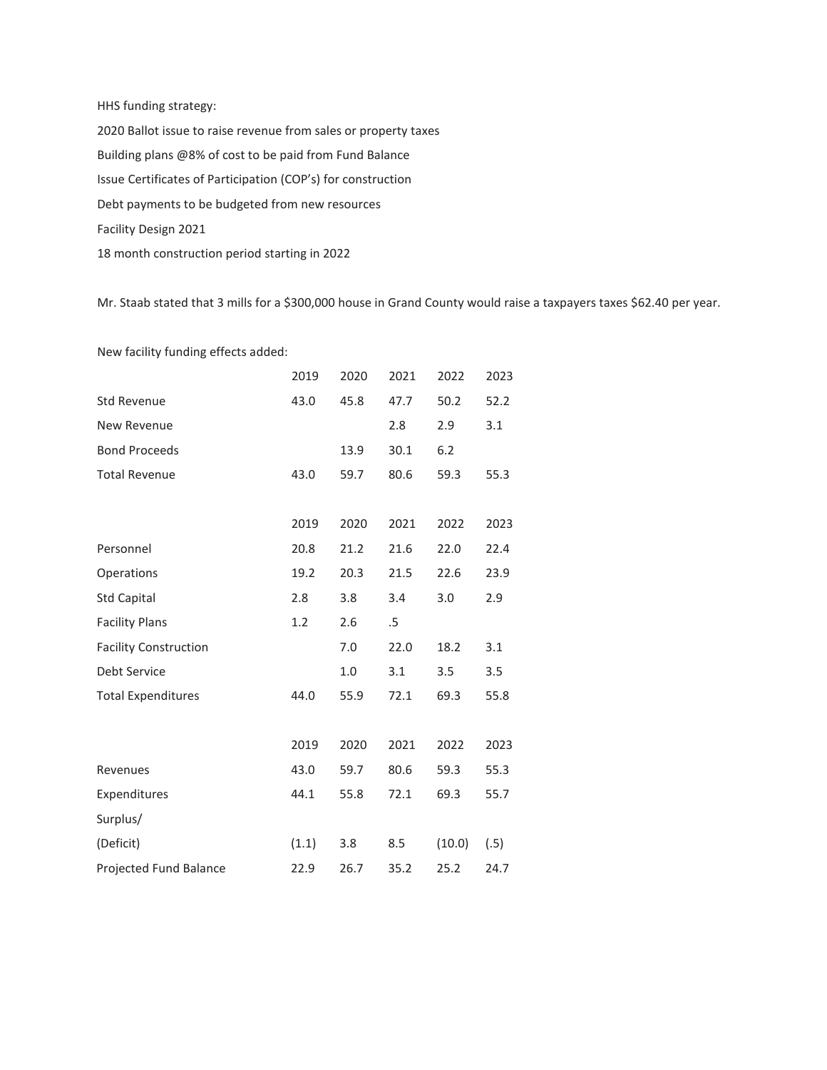HHS funding strategy:

2020 Ballot issue to raise revenue from sales or property taxes

Building plans @8% of cost to be paid from Fund Balance

Issue Certificates of Participation (COP's) for construction

Debt payments to be budgeted from new resources

Facility Design 2021

18 month construction period starting in 2022

Mr. Staab stated that 3 mills for a $300,000 house in Grand County would raise a taxpayers taxes $62.40 per year.

New facility funding effects added:

| | 2019 | 2020 | 2021 | 2022 | 2023 |
|---|---|---|---|---|---|
| Std Revenue | 43.0 | 45.8 | 47.7 | 50.2 | 52.2 |
| New Revenue | | | 2.8 | 2.9 | 3.1 |
| Bond Proceeds | | 13.9 | 30.1 | 6.2 | |
| Total Revenue | 43.0 | 59.7 | 80.6 | 59.3 | 55.3 |

| | 2019 | 2020 | 2021 | 2022 | 2023 |
|---|---|---|---|---|---|
| Personnel | 20.8 | 21.2 | 21.6 | 22.0 | 22.4 |
| Operations | 19.2 | 20.3 | 21.5 | 22.6 | 23.9 |
| Std Capital | 2.8 | 3.8 | 3.4 | 3.0 | 2.9 |
| Facility Plans | 1.2 | 2.6 | .5 | | |
| Facility Construction | | 7.0 | 22.0 | 18.2 | 3.1 |
| Debt Service | | 1.0 | 3.1 | 3.5 | 3.5 |
| Total Expenditures | 44.0 | 55.9 | 72.1 | 69.3 | 55.8 |

| | 2019 | 2020 | 2021 | 2022 | 2023 |
|---|---|---|---|---|---|
| Revenues | 43.0 | 59.7 | 80.6 | 59.3 | 55.3 |
| Expenditures | 44.1 | 55.8 | 72.1 | 69.3 | 55.7 |
| Surplus/ (Deficit) | (1.1) | 3.8 | 8.5 | (10.0) | (.5) |
| Projected Fund Balance | 22.9 | 26.7 | 35.2 | 25.2 | 24.7 |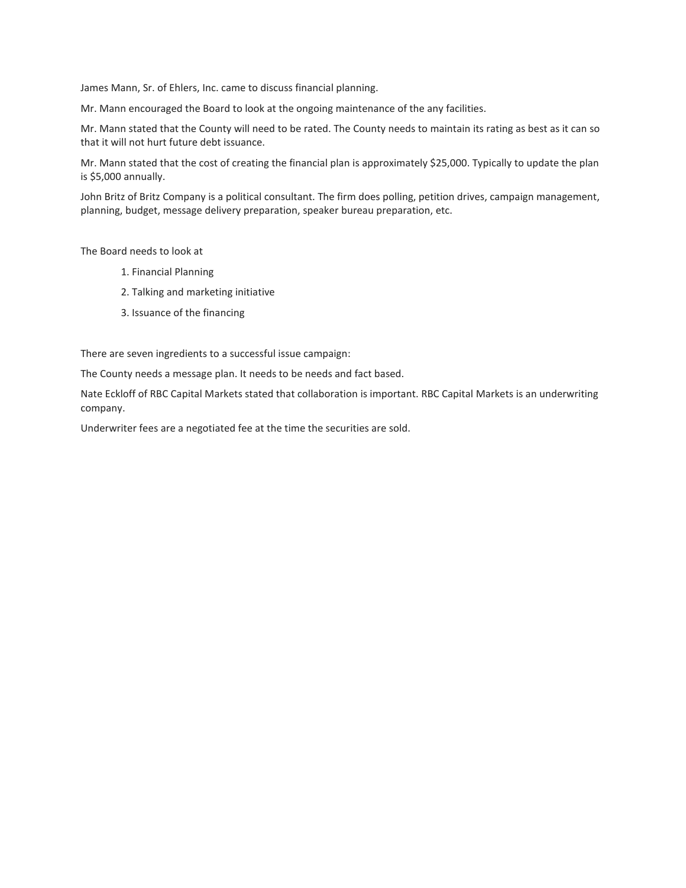James Mann, Sr. of Ehlers, Inc. came to discuss financial planning.

Mr. Mann encouraged the Board to look at the ongoing maintenance of the any facilities.

Mr. Mann stated that the County will need to be rated. The County needs to maintain its rating as best as it can so that it will not hurt future debt issuance.

Mr. Mann stated that the cost of creating the financial plan is approximately $25,000. Typically to update the plan is $5,000 annually.

John Britz of Britz Company is a political consultant. The firm does polling, petition drives, campaign management, planning, budget, message delivery preparation, speaker bureau preparation, etc.

The Board needs to look at

1. Financial Planning
2. Talking and marketing initiative
3. Issuance of the financing

There are seven ingredients to a successful issue campaign:

The County needs a message plan. It needs to be needs and fact based.

Nate Eckloff of RBC Capital Markets stated that collaboration is important. RBC Capital Markets is an underwriting company.

Underwriter fees are a negotiated fee at the time the securities are sold.